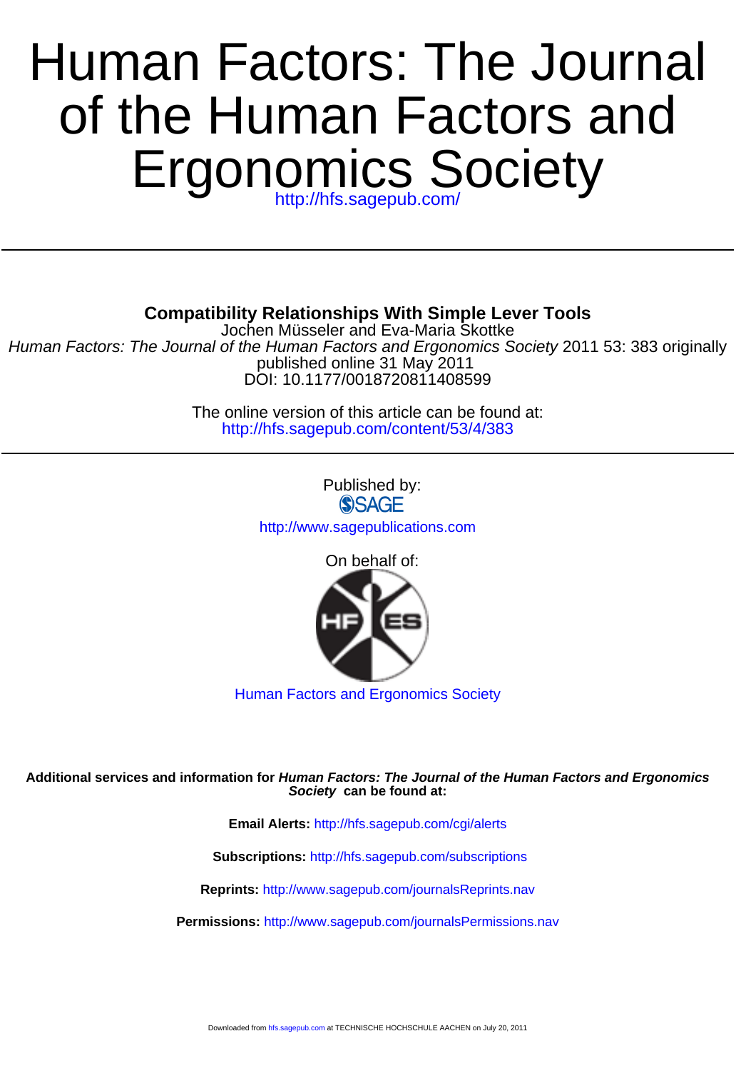# Human Factors: The Journal of the Human Factors and Ergonomics Society

http://hfs.sagepub.com/

---

**Compatibility Relationships With Simple Lever Tools**

Jochen Müsseler and Eva-Maria Skottke

*Human Factors: The Journal of the Human Factors and Ergonomics Society* 2011 53: 383 originally published online 31 May 2011

DOI: 10.1177/0018720811408599

The online version of this article can be found at:

http://hfs.sagepub.com/content/53/4/383

---

Published by:

SAGE

http://www.sagepublications.com

On behalf of:

Human Factors and Ergonomics Society

**Additional services and information for *Human Factors: The Journal of the Human Factors and Ergonomics Society* can be found at:**

**Email Alerts:** http://hfs.sagepub.com/cgi/alerts

**Subscriptions:** http://hfs.sagepub.com/subscriptions

**Reprints:** http://www.sagepub.com/journalsReprints.nav

**Permissions:** http://www.sagepub.com/journalsPermissions.nav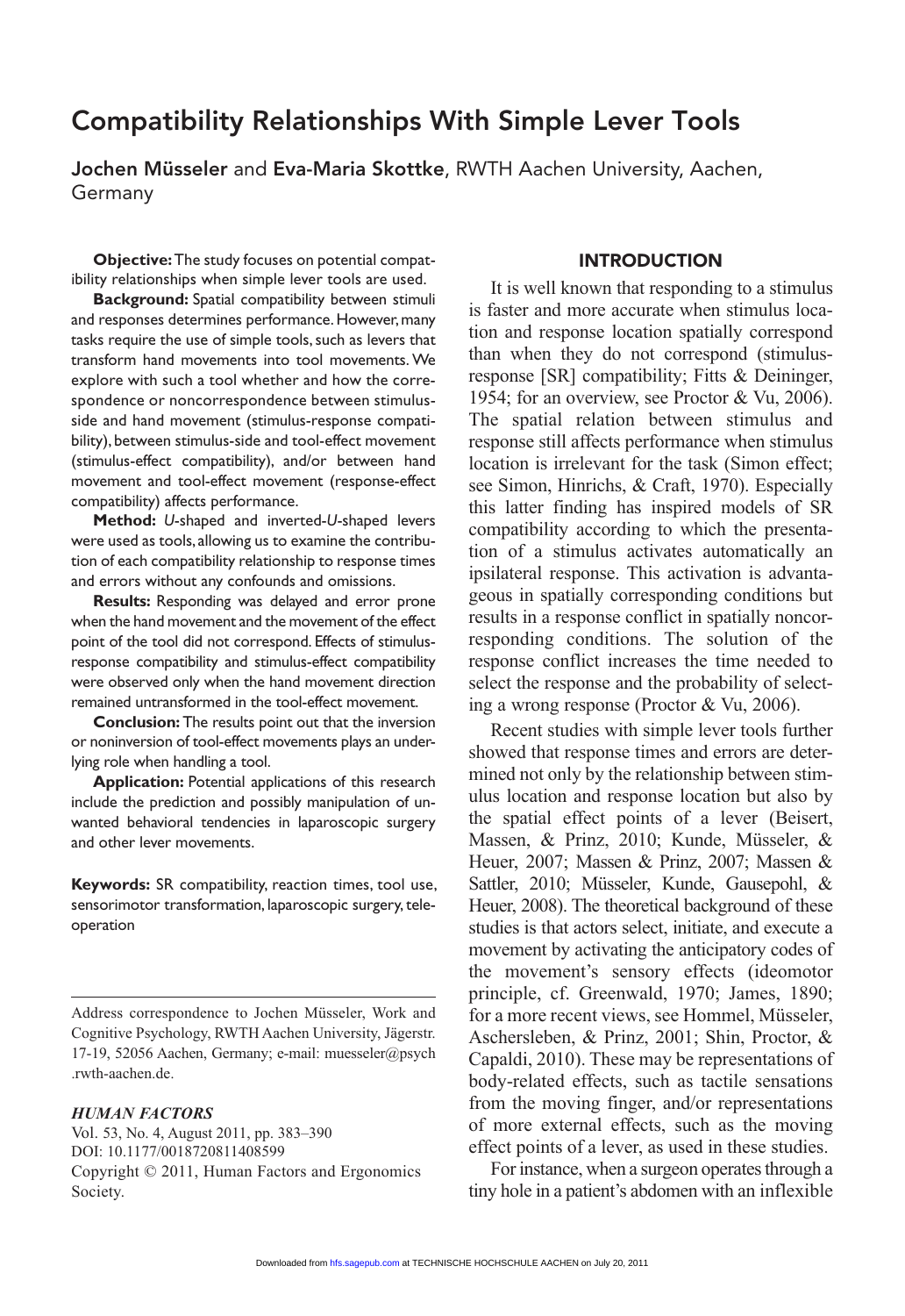# Compatibility Relationships With Simple Lever Tools

**Jochen Müsseler** and **Eva-Maria Skottke**, RWTH Aachen University, Aachen, Germany

**Objective:** The study focuses on potential compatibility relationships when simple lever tools are used.

**Background:** Spatial compatibility between stimuli and responses determines performance. However, many tasks require the use of simple tools, such as levers that transform hand movements into tool movements. We explore with such a tool whether and how the correspondence or noncorrespondence between stimulus-side and hand movement (stimulus-response compatibility), between stimulus-side and tool-effect movement (stimulus-effect compatibility), and/or between hand movement and tool-effect movement (response-effect compatibility) affects performance.

**Method:** *U*-shaped and inverted-*U*-shaped levers were used as tools, allowing us to examine the contribution of each compatibility relationship to response times and errors without any confounds and omissions.

**Results:** Responding was delayed and error prone when the hand movement and the movement of the effect point of the tool did not correspond. Effects of stimulus-response compatibility and stimulus-effect compatibility were observed only when the hand movement direction remained untransformed in the tool-effect movement.

**Conclusion:** The results point out that the inversion or noninversion of tool-effect movements plays an underlying role when handling a tool.

**Application:** Potential applications of this research include the prediction and possibly manipulation of unwanted behavioral tendencies in laparoscopic surgery and other lever movements.

**Keywords:** SR compatibility, reaction times, tool use, sensorimotor transformation, laparoscopic surgery, teleoperation

---

Address correspondence to Jochen Müsseler, Work and Cognitive Psychology, RWTH Aachen University, Jägerstr. 17-19, 52056 Aachen, Germany; e-mail: muesseler@psych.rwth-aachen.de.

***HUMAN FACTORS***
Vol. 53, No. 4, August 2011, pp. 383–390
DOI: 10.1177/0018720811408599
Copyright © 2011, Human Factors and Ergonomics Society.

## INTRODUCTION

It is well known that responding to a stimulus is faster and more accurate when stimulus location and response location spatially correspond than when they do not correspond (stimulus-response [SR] compatibility; Fitts & Deininger, 1954; for an overview, see Proctor & Vu, 2006). The spatial relation between stimulus and response still affects performance when stimulus location is irrelevant for the task (Simon effect; see Simon, Hinrichs, & Craft, 1970). Especially this latter finding has inspired models of SR compatibility according to which the presentation of a stimulus activates automatically an ipsilateral response. This activation is advantageous in spatially corresponding conditions but results in a response conflict in spatially noncorresponding conditions. The solution of the response conflict increases the time needed to select the response and the probability of selecting a wrong response (Proctor & Vu, 2006).

Recent studies with simple lever tools further showed that response times and errors are determined not only by the relationship between stimulus location and response location but also by the spatial effect points of a lever (Beisert, Massen, & Prinz, 2010; Kunde, Müsseler, & Heuer, 2007; Massen & Prinz, 2007; Massen & Sattler, 2010; Müsseler, Kunde, Gausepohl, & Heuer, 2008). The theoretical background of these studies is that actors select, initiate, and execute a movement by activating the anticipatory codes of the movement's sensory effects (ideomotor principle, cf. Greenwald, 1970; James, 1890; for a more recent views, see Hommel, Müsseler, Aschersleben, & Prinz, 2001; Shin, Proctor, & Capaldi, 2010). These may be representations of body-related effects, such as tactile sensations from the moving finger, and/or representations of more external effects, such as the moving effect points of a lever, as used in these studies.

For instance, when a surgeon operates through a tiny hole in a patient's abdomen with an inflexible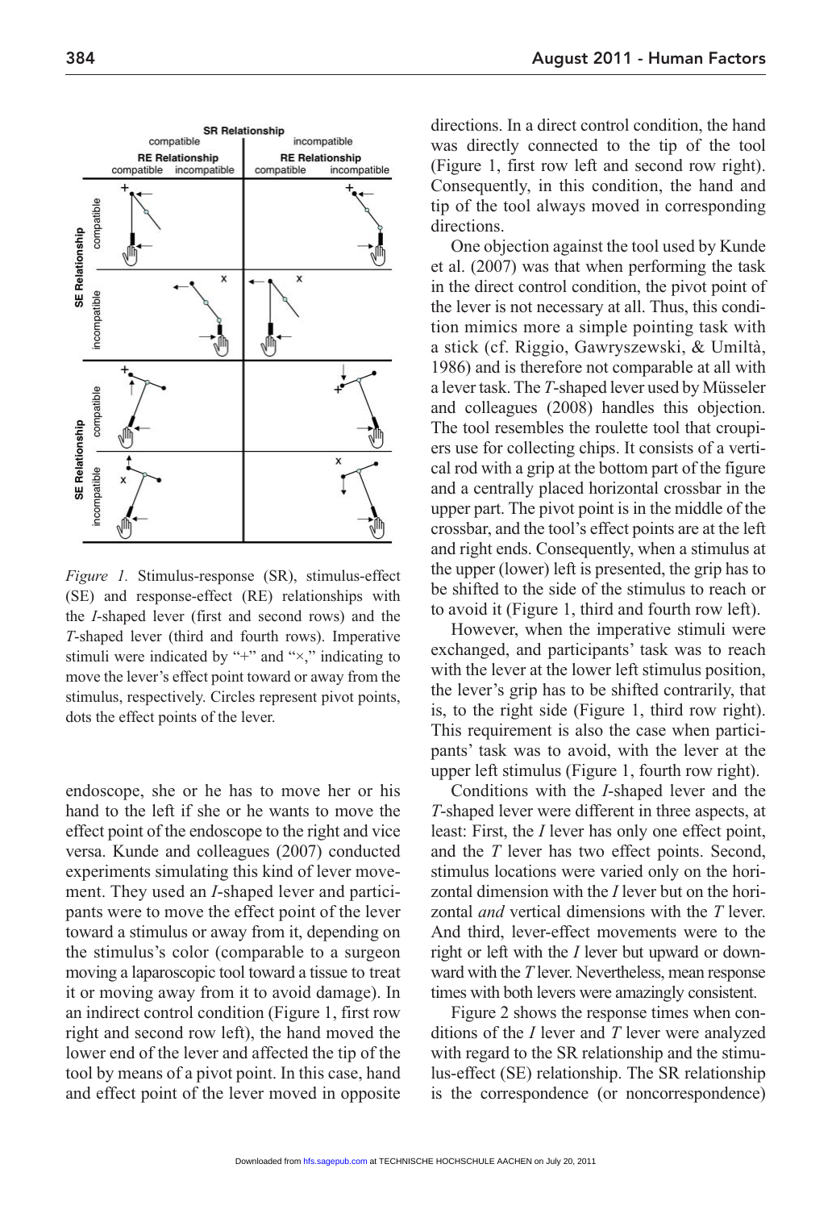*Figure 1.* Stimulus-response (SR), stimulus-effect (SE) and response-effect (RE) relationships with the *I*-shaped lever (first and second rows) and the *T*-shaped lever (third and fourth rows). Imperative stimuli were indicated by "+" and "×," indicating to move the lever's effect point toward or away from the stimulus, respectively. Circles represent pivot points, dots the effect points of the lever.

endoscope, she or he has to move her or his hand to the left if she or he wants to move the effect point of the endoscope to the right and vice versa. Kunde and colleagues (2007) conducted experiments simulating this kind of lever movement. They used an *I*-shaped lever and participants were to move the effect point of the lever toward a stimulus or away from it, depending on the stimulus's color (comparable to a surgeon moving a laparoscopic tool toward a tissue to treat it or moving away from it to avoid damage). In an indirect control condition (Figure 1, first row right and second row left), the hand moved the lower end of the lever and affected the tip of the tool by means of a pivot point. In this case, hand and effect point of the lever moved in opposite directions. In a direct control condition, the hand was directly connected to the tip of the tool (Figure 1, first row left and second row right). Consequently, in this condition, the hand and tip of the tool always moved in corresponding directions.

One objection against the tool used by Kunde et al. (2007) was that when performing the task in the direct control condition, the pivot point of the lever is not necessary at all. Thus, this condition mimics more a simple pointing task with a stick (cf. Riggio, Gawryszewski, & Umiltà, 1986) and is therefore not comparable at all with a lever task. The *T*-shaped lever used by Müsseler and colleagues (2008) handles this objection. The tool resembles the roulette tool that croupiers use for collecting chips. It consists of a vertical rod with a grip at the bottom part of the figure and a centrally placed horizontal crossbar in the upper part. The pivot point is in the middle of the crossbar, and the tool's effect points are at the left and right ends. Consequently, when a stimulus at the upper (lower) left is presented, the grip has to be shifted to the side of the stimulus to reach or to avoid it (Figure 1, third and fourth row left).

However, when the imperative stimuli were exchanged, and participants' task was to reach with the lever at the lower left stimulus position, the lever's grip has to be shifted contrarily, that is, to the right side (Figure 1, third row right). This requirement is also the case when participants' task was to avoid, with the lever at the upper left stimulus (Figure 1, fourth row right).

Conditions with the *I*-shaped lever and the *T*-shaped lever were different in three aspects, at least: First, the *I* lever has only one effect point, and the *T* lever has two effect points. Second, stimulus locations were varied only on the horizontal dimension with the *I* lever but on the horizontal *and* vertical dimensions with the *T* lever. And third, lever-effect movements were to the right or left with the *I* lever but upward or downward with the *T* lever. Nevertheless, mean response times with both levers were amazingly consistent.

Figure 2 shows the response times when conditions of the *I* lever and *T* lever were analyzed with regard to the SR relationship and the stimulus-effect (SE) relationship. The SR relationship is the correspondence (or noncorrespondence)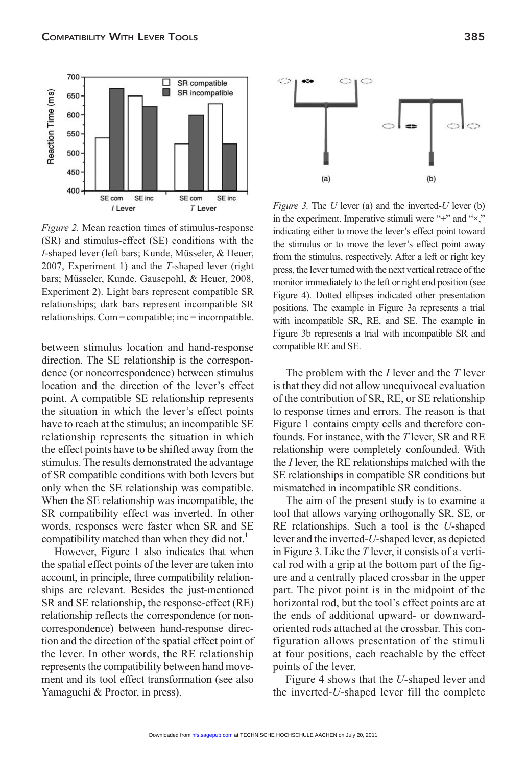Reaction Time (ms)

700
650
600
550
500
450
400

SR compatible
SR incompatible

SE com SE inc SE com SE inc
*I* Lever *T* Lever

*Figure 2.* Mean reaction times of stimulus-response (SR) and stimulus-effect (SE) conditions with the *I*-shaped lever (left bars; Kunde, Müsseler, & Heuer, 2007, Experiment 1) and the *T*-shaped lever (right bars; Müsseler, Kunde, Gausepohl, & Heuer, 2008, Experiment 2). Light bars represent compatible SR relationships; dark bars represent incompatible SR relationships. Com = compatible; inc = incompatible.

between stimulus location and hand-response direction. The SE relationship is the correspondence (or noncorrespondence) between stimulus location and the direction of the lever's effect point. A compatible SE relationship represents the situation in which the lever's effect points have to reach at the stimulus; an incompatible SE relationship represents the situation in which the effect points have to be shifted away from the stimulus. The results demonstrated the advantage of SR compatible conditions with both levers but only when the SE relationship was compatible. When the SE relationship was incompatible, the SR compatibility effect was inverted. In other words, responses were faster when SR and SE compatibility matched than when they did not.[1]

However, Figure 1 also indicates that when the spatial effect points of the lever are taken into account, in principle, three compatibility relationships are relevant. Besides the just-mentioned SR and SE relationship, the response-effect (RE) relationship reflects the correspondence (or noncorrespondence) between hand-response direction and the direction of the spatial effect point of the lever. In other words, the RE relationship represents the compatibility between hand movement and its tool effect transformation (see also Yamaguchi & Proctor, in press).

(a) (b)

*Figure 3.* The *U* lever (a) and the inverted-*U* lever (b) in the experiment. Imperative stimuli were "+" and "×," indicating either to move the lever's effect point toward the stimulus or to move the lever's effect point away from the stimulus, respectively. After a left or right key press, the lever turned with the next vertical retrace of the monitor immediately to the left or right end position (see Figure 4). Dotted ellipses indicated other presentation positions. The example in Figure 3a represents a trial with incompatible SR, RE, and SE. The example in Figure 3b represents a trial with incompatible SR and compatible RE and SE.

The problem with the *I* lever and the *T* lever is that they did not allow unequivocal evaluation of the contribution of SR, RE, or SE relationship to response times and errors. The reason is that Figure 1 contains empty cells and therefore confounds. For instance, with the *T* lever, SR and RE relationship were completely confounded. With the *I* lever, the RE relationships matched with the SE relationships in compatible SR conditions but mismatched in incompatible SR conditions.

The aim of the present study is to examine a tool that allows varying orthogonally SR, SE, or RE relationships. Such a tool is the *U*-shaped lever and the inverted-*U*-shaped lever, as depicted in Figure 3. Like the *T* lever, it consists of a vertical rod with a grip at the bottom part of the figure and a centrally placed crossbar in the upper part. The pivot point is in the midpoint of the horizontal rod, but the tool's effect points are at the ends of additional upward- or downward-oriented rods attached at the crossbar. This configuration allows presentation of the stimuli at four positions, each reachable by the effect points of the lever.

Figure 4 shows that the *U*-shaped lever and the inverted-*U*-shaped lever fill the complete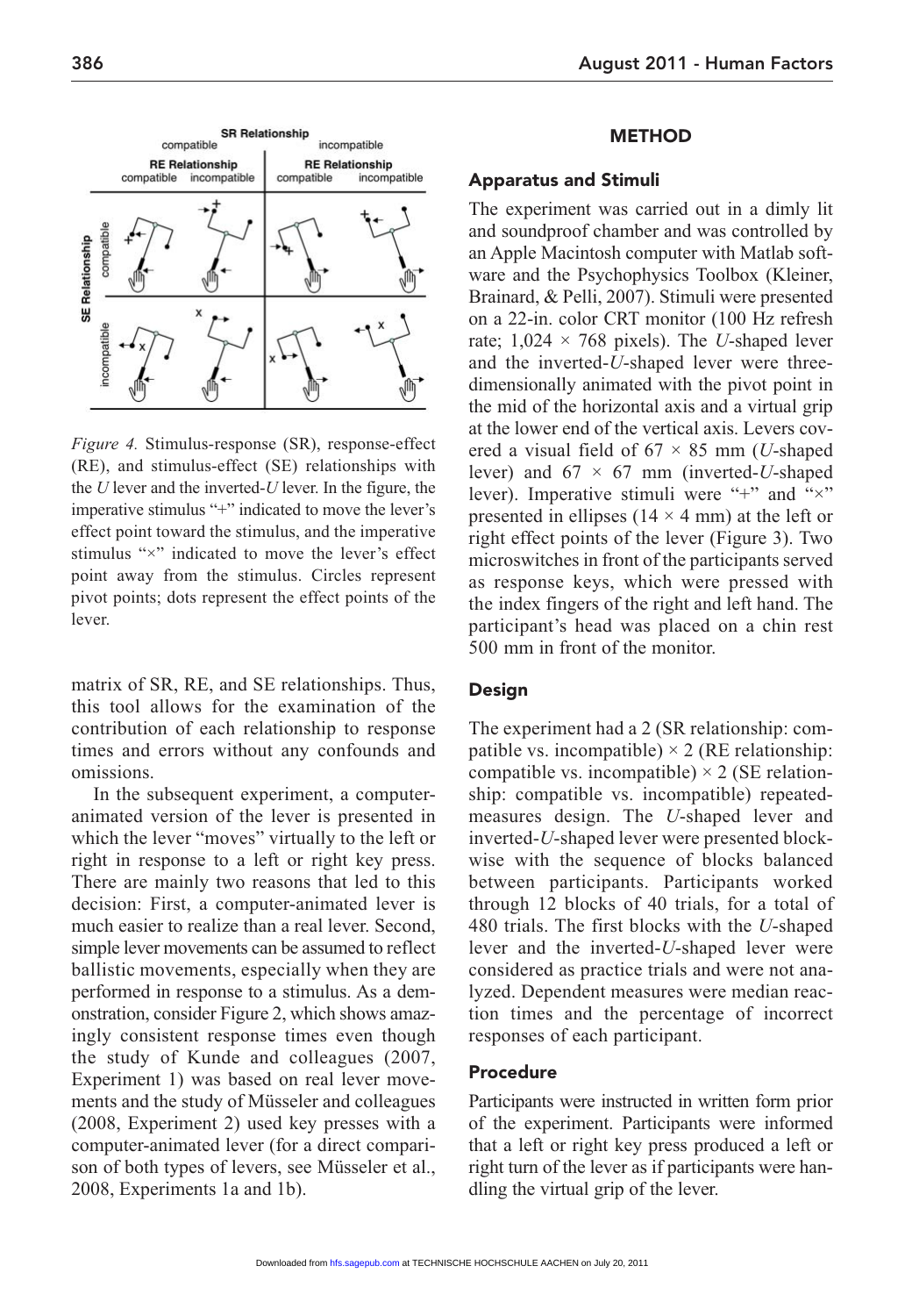*Figure 4.* Stimulus-response (SR), response-effect (RE), and stimulus-effect (SE) relationships with the *U* lever and the inverted-*U* lever. In the figure, the imperative stimulus "+" indicated to move the lever's effect point toward the stimulus, and the imperative stimulus "×" indicated to move the lever's effect point away from the stimulus. Circles represent pivot points; dots represent the effect points of the lever.

matrix of SR, RE, and SE relationships. Thus, this tool allows for the examination of the contribution of each relationship to response times and errors without any confounds and omissions.

In the subsequent experiment, a computer-animated version of the lever is presented in which the lever "moves" virtually to the left or right in response to a left or right key press. There are mainly two reasons that led to this decision: First, a computer-animated lever is much easier to realize than a real lever. Second, simple lever movements can be assumed to reflect ballistic movements, especially when they are performed in response to a stimulus. As a demonstration, consider Figure 2, which shows amazingly consistent response times even though the study of Kunde and colleagues (2007, Experiment 1) was based on real lever movements and the study of Müsseler and colleagues (2008, Experiment 2) used key presses with a computer-animated lever (for a direct comparison of both types of levers, see Müsseler et al., 2008, Experiments 1a and 1b).

## METHOD

### Apparatus and Stimuli

The experiment was carried out in a dimly lit and soundproof chamber and was controlled by an Apple Macintosh computer with Matlab software and the Psychophysics Toolbox (Kleiner, Brainard, & Pelli, 2007). Stimuli were presented on a 22-in. color CRT monitor (100 Hz refresh rate; 1,024 × 768 pixels). The *U*-shaped lever and the inverted-*U*-shaped lever were three-dimensionally animated with the pivot point in the mid of the horizontal axis and a virtual grip at the lower end of the vertical axis. Levers covered a visual field of 67 × 85 mm (*U*-shaped lever) and 67 × 67 mm (inverted-*U*-shaped lever). Imperative stimuli were "+" and "×" presented in ellipses (14 × 4 mm) at the left or right effect points of the lever (Figure 3). Two microswitches in front of the participants served as response keys, which were pressed with the index fingers of the right and left hand. The participant's head was placed on a chin rest 500 mm in front of the monitor.

### Design

The experiment had a 2 (SR relationship: compatible vs. incompatible) × 2 (RE relationship: compatible vs. incompatible) × 2 (SE relationship: compatible vs. incompatible) repeated-measures design. The *U*-shaped lever and inverted-*U*-shaped lever were presented blockwise with the sequence of blocks balanced between participants. Participants worked through 12 blocks of 40 trials, for a total of 480 trials. The first blocks with the *U*-shaped lever and the inverted-*U*-shaped lever were considered as practice trials and were not analyzed. Dependent measures were median reaction times and the percentage of incorrect responses of each participant.

### Procedure

Participants were instructed in written form prior of the experiment. Participants were informed that a left or right key press produced a left or right turn of the lever as if participants were handling the virtual grip of the lever.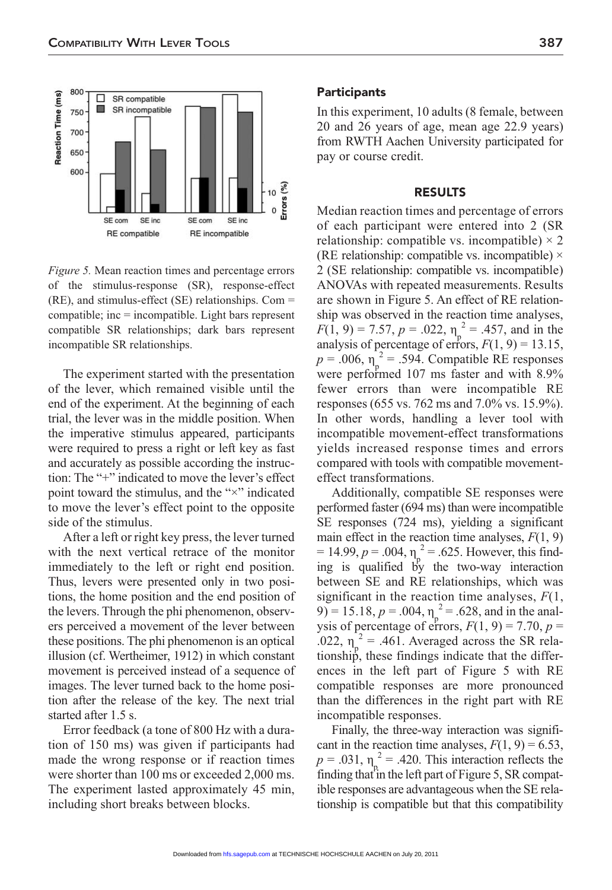*Figure 5.* Mean reaction times and percentage errors of the stimulus-response (SR), response-effect (RE), and stimulus-effect (SE) relationships. Com = compatible; inc = incompatible. Light bars represent compatible SR relationships; dark bars represent incompatible SR relationships.

The experiment started with the presentation of the lever, which remained visible until the end of the experiment. At the beginning of each trial, the lever was in the middle position. When the imperative stimulus appeared, participants were required to press a right or left key as fast and accurately as possible according the instruction: The "+" indicated to move the lever's effect point toward the stimulus, and the "×" indicated to move the lever's effect point to the opposite side of the stimulus.

After a left or right key press, the lever turned with the next vertical retrace of the monitor immediately to the left or right end position. Thus, levers were presented only in two positions, the home position and the end position of the levers. Through the phi phenomenon, observers perceived a movement of the lever between these positions. The phi phenomenon is an optical illusion (cf. Wertheimer, 1912) in which constant movement is perceived instead of a sequence of images. The lever turned back to the home position after the release of the key. The next trial started after 1.5 s.

Error feedback (a tone of 800 Hz with a duration of 150 ms) was given if participants had made the wrong response or if reaction times were shorter than 100 ms or exceeded 2,000 ms. The experiment lasted approximately 45 min, including short breaks between blocks.

### Participants

In this experiment, 10 adults (8 female, between 20 and 26 years of age, mean age 22.9 years) from RWTH Aachen University participated for pay or course credit.

## RESULTS

Median reaction times and percentage of errors of each participant were entered into 2 (SR relationship: compatible vs. incompatible) × 2 (RE relationship: compatible vs. incompatible) × 2 (SE relationship: compatible vs. incompatible) ANOVAs with repeated measurements. Results are shown in Figure 5. An effect of RE relationship was observed in the reaction time analyses, $F(1, 9) = 7.57$, $p = .022$, $\eta_p^2 = .457$, and in the analysis of percentage of errors, $F(1, 9) = 13.15$, $p = .006$, $\eta_p^2 = .594$. Compatible RE responses were performed 107 ms faster and with 8.9% fewer errors than were incompatible RE responses (655 vs. 762 ms and 7.0% vs. 15.9%). In other words, handling a lever tool with incompatible movement-effect transformations yields increased response times and errors compared with tools with compatible movement-effect transformations.

Additionally, compatible SE responses were performed faster (694 ms) than were incompatible SE responses (724 ms), yielding a significant main effect in the reaction time analyses, $F(1, 9) = 14.99$, $p = .004$, $\eta_p^2 = .625$. However, this finding is qualified by the two-way interaction between SE and RE relationships, which was significant in the reaction time analyses, $F(1, 9) = 15.18$, $p = .004$, $\eta_p^2 = .628$, and in the analysis of percentage of errors, $F(1, 9) = 7.70$, $p = .022$, $\eta_p^2 = .461$. Averaged across the SR relationship, these findings indicate that the differences in the left part of Figure 5 with RE compatible responses are more pronounced than the differences in the right part with RE incompatible responses.

Finally, the three-way interaction was significant in the reaction time analyses, $F(1, 9) = 6.53$, $p = .031$, $\eta_p^2 = .420$. This interaction reflects the finding that in the left part of Figure 5, SR compatible responses are advantageous when the SE relationship is compatible but that this compatibility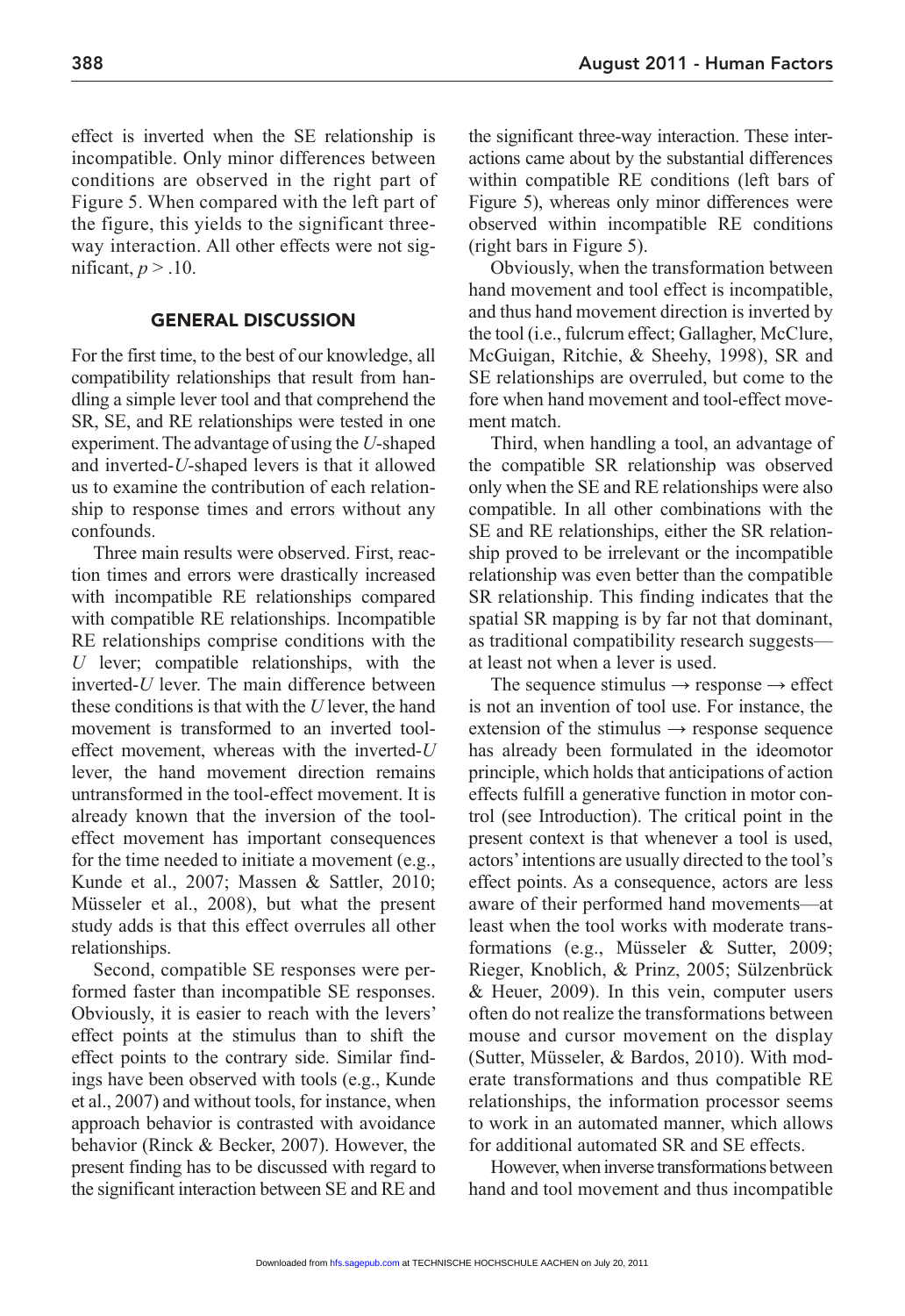effect is inverted when the SE relationship is incompatible. Only minor differences between conditions are observed in the right part of Figure 5. When compared with the left part of the figure, this yields to the significant three-way interaction. All other effects were not significant, $p > .10$.

## GENERAL DISCUSSION

For the first time, to the best of our knowledge, all compatibility relationships that result from handling a simple lever tool and that comprehend the SR, SE, and RE relationships were tested in one experiment. The advantage of using the *U*-shaped and inverted-*U*-shaped levers is that it allowed us to examine the contribution of each relationship to response times and errors without any confounds.

Three main results were observed. First, reaction times and errors were drastically increased with incompatible RE relationships compared with compatible RE relationships. Incompatible RE relationships comprise conditions with the *U* lever; compatible relationships, with the inverted-*U* lever. The main difference between these conditions is that with the *U* lever, the hand movement is transformed to an inverted tool-effect movement, whereas with the inverted-*U* lever, the hand movement direction remains untransformed in the tool-effect movement. It is already known that the inversion of the tool-effect movement has important consequences for the time needed to initiate a movement (e.g., Kunde et al., 2007; Massen & Sattler, 2010; Müsseler et al., 2008), but what the present study adds is that this effect overrules all other relationships.

Second, compatible SE responses were performed faster than incompatible SE responses. Obviously, it is easier to reach with the levers' effect points at the stimulus than to shift the effect points to the contrary side. Similar findings have been observed with tools (e.g., Kunde et al., 2007) and without tools, for instance, when approach behavior is contrasted with avoidance behavior (Rinck & Becker, 2007). However, the present finding has to be discussed with regard to the significant interaction between SE and RE and the significant three-way interaction. These interactions came about by the substantial differences within compatible RE conditions (left bars of Figure 5), whereas only minor differences were observed within incompatible RE conditions (right bars in Figure 5).

Obviously, when the transformation between hand movement and tool effect is incompatible, and thus hand movement direction is inverted by the tool (i.e., fulcrum effect; Gallagher, McClure, McGuigan, Ritchie, & Sheehy, 1998), SR and SE relationships are overruled, but come to the fore when hand movement and tool-effect movement match.

Third, when handling a tool, an advantage of the compatible SR relationship was observed only when the SE and RE relationships were also compatible. In all other combinations with the SE and RE relationships, either the SR relationship proved to be irrelevant or the incompatible relationship was even better than the compatible SR relationship. This finding indicates that the spatial SR mapping is by far not that dominant, as traditional compatibility research suggests—at least not when a lever is used.

The sequence stimulus → response → effect is not an invention of tool use. For instance, the extension of the stimulus → response sequence has already been formulated in the ideomotor principle, which holds that anticipations of action effects fulfill a generative function in motor control (see Introduction). The critical point in the present context is that whenever a tool is used, actors' intentions are usually directed to the tool's effect points. As a consequence, actors are less aware of their performed hand movements—at least when the tool works with moderate transformations (e.g., Müsseler & Sutter, 2009; Rieger, Knoblich, & Prinz, 2005; Sülzenbrück & Heuer, 2009). In this vein, computer users often do not realize the transformations between mouse and cursor movement on the display (Sutter, Müsseler, & Bardos, 2010). With moderate transformations and thus compatible RE relationships, the information processor seems to work in an automated manner, which allows for additional automated SR and SE effects.

However, when inverse transformations between hand and tool movement and thus incompatible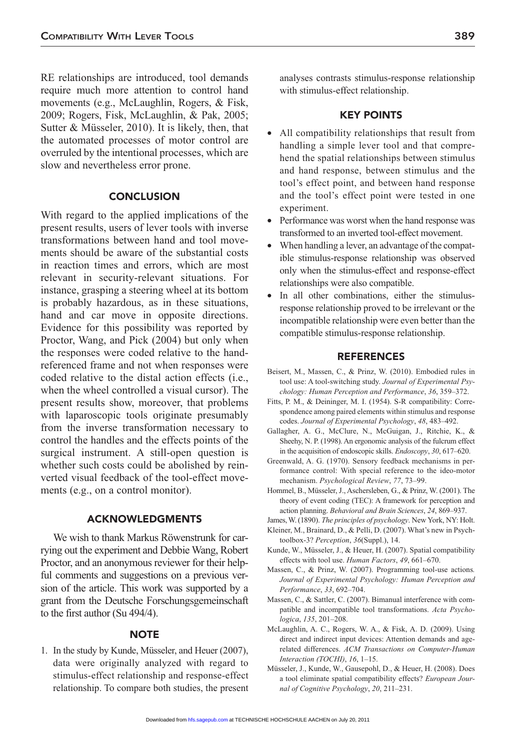RE relationships are introduced, tool demands require much more attention to control hand movements (e.g., McLaughlin, Rogers, & Fisk, 2009; Rogers, Fisk, McLaughlin, & Pak, 2005; Sutter & Müsseler, 2010). It is likely, then, that the automated processes of motor control are overruled by the intentional processes, which are slow and nevertheless error prone.

## CONCLUSION

With regard to the applied implications of the present results, users of lever tools with inverse transformations between hand and tool movements should be aware of the substantial costs in reaction times and errors, which are most relevant in security-relevant situations. For instance, grasping a steering wheel at its bottom is probably hazardous, as in these situations, hand and car move in opposite directions. Evidence for this possibility was reported by Proctor, Wang, and Pick (2004) but only when the responses were coded relative to the hand-referenced frame and not when responses were coded relative to the distal action effects (i.e., when the wheel controlled a visual cursor). The present results show, moreover, that problems with laparoscopic tools originate presumably from the inverse transformation necessary to control the handles and the effects points of the surgical instrument. A still-open question is whether such costs could be abolished by reinverted visual feedback of the tool-effect movements (e.g., on a control monitor).

## ACKNOWLEDGMENTS

We wish to thank Markus Röwenstrunk for carrying out the experiment and Debbie Wang, Robert Proctor, and an anonymous reviewer for their helpful comments and suggestions on a previous version of the article. This work was supported by a grant from the Deutsche Forschungsgemeinschaft to the first author (Su 494/4).

## NOTE

1. In the study by Kunde, Müsseler, and Heuer (2007), data were originally analyzed with regard to stimulus-effect relationship and response-effect relationship. To compare both studies, the present analyses contrasts stimulus-response relationship with stimulus-effect relationship.

## KEY POINTS

- All compatibility relationships that result from handling a simple lever tool and that comprehend the spatial relationships between stimulus and hand response, between stimulus and the tool's effect point, and between hand response and the tool's effect point were tested in one experiment.
- Performance was worst when the hand response was transformed to an inverted tool-effect movement.
- When handling a lever, an advantage of the compatible stimulus-response relationship was observed only when the stimulus-effect and response-effect relationships were also compatible.
- In all other combinations, either the stimulus-response relationship proved to be irrelevant or the incompatible relationship were even better than the compatible stimulus-response relationship.

## REFERENCES

Beisert, M., Massen, C., & Prinz, W. (2010). Embodied rules in tool use: A tool-switching study. *Journal of Experimental Psychology: Human Perception and Performance*, *36*, 359–372.

Fitts, P. M., & Deininger, M. I. (1954). S-R compatibility: Correspondence among paired elements within stimulus and response codes. *Journal of Experimental Psychology*, *48*, 483–492.

Gallagher, A. G., McClure, N., McGuigan, J., Ritchie, K., & Sheehy, N. P. (1998). An ergonomic analysis of the fulcrum effect in the acquisition of endoscopic skills. *Endoscopy*, *30*, 617–620.

Greenwald, A. G. (1970). Sensory feedback mechanisms in performance control: With special reference to the ideo-motor mechanism. *Psychological Review*, *77*, 73–99.

Hommel, B., Müsseler, J., Aschersleben, G., & Prinz, W. (2001). The theory of event coding (TEC): A framework for perception and action planning. *Behavioral and Brain Sciences*, *24*, 869–937.

James, W. (1890). *The principles of psychology*. New York, NY: Holt.

Kleiner, M., Brainard, D., & Pelli, D. (2007). What's new in Psychtoolbox-3? *Perception*, *36*(Suppl.), 14.

Kunde, W., Müsseler, J., & Heuer, H. (2007). Spatial compatibility effects with tool use. *Human Factors*, *49*, 661–670.

Massen, C., & Prinz, W. (2007). Programming tool-use actions. *Journal of Experimental Psychology: Human Perception and Performance*, *33*, 692–704.

Massen, C., & Sattler, C. (2007). Bimanual interference with compatible and incompatible tool transformations. *Acta Psychologica*, *135*, 201–208.

McLaughlin, A. C., Rogers, W. A., & Fisk, A. D. (2009). Using direct and indirect input devices: Attention demands and age-related differences. *ACM Transactions on Computer-Human Interaction (TOCHI)*, *16*, 1–15.

Müsseler, J., Kunde, W., Gausepohl, D., & Heuer, H. (2008). Does a tool eliminate spatial compatibility effects? *European Journal of Cognitive Psychology*, *20*, 211–231.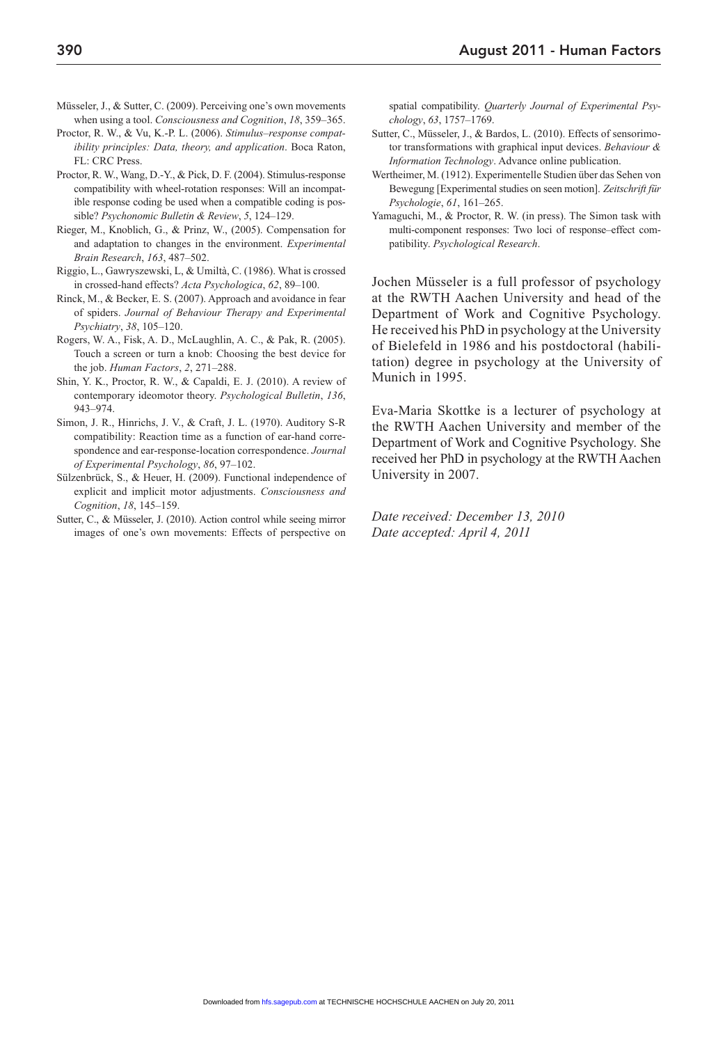Müsseler, J., & Sutter, C. (2009). Perceiving one's own movements when using a tool. *Consciousness and Cognition*, *18*, 359–365.

Proctor, R. W., & Vu, K.-P. L. (2006). *Stimulus–response compatibility principles: Data, theory, and application*. Boca Raton, FL: CRC Press.

Proctor, R. W., Wang, D.-Y., & Pick, D. F. (2004). Stimulus-response compatibility with wheel-rotation responses: Will an incompatible response coding be used when a compatible coding is possible? *Psychonomic Bulletin & Review*, *5*, 124–129.

Rieger, M., Knoblich, G., & Prinz, W., (2005). Compensation for and adaptation to changes in the environment. *Experimental Brain Research*, *163*, 487–502.

Riggio, L., Gawryszewski, L, & Umiltà, C. (1986). What is crossed in crossed-hand effects? *Acta Psychologica*, *62*, 89–100.

Rinck, M., & Becker, E. S. (2007). Approach and avoidance in fear of spiders. *Journal of Behaviour Therapy and Experimental Psychiatry*, *38*, 105–120.

Rogers, W. A., Fisk, A. D., McLaughlin, A. C., & Pak, R. (2005). Touch a screen or turn a knob: Choosing the best device for the job. *Human Factors*, *2*, 271–288.

Shin, Y. K., Proctor, R. W., & Capaldi, E. J. (2010). A review of contemporary ideomotor theory. *Psychological Bulletin*, *136*, 943–974.

Simon, J. R., Hinrichs, J. V., & Craft, J. L. (1970). Auditory S-R compatibility: Reaction time as a function of ear-hand correspondence and ear-response-location correspondence. *Journal of Experimental Psychology*, *86*, 97–102.

Sülzenbrück, S., & Heuer, H. (2009). Functional independence of explicit and implicit motor adjustments. *Consciousness and Cognition*, *18*, 145–159.

Sutter, C., & Müsseler, J. (2010). Action control while seeing mirror images of one's own movements: Effects of perspective on spatial compatibility. *Quarterly Journal of Experimental Psychology*, *63*, 1757–1769.

Sutter, C., Müsseler, J., & Bardos, L. (2010). Effects of sensorimotor transformations with graphical input devices. *Behaviour & Information Technology*. Advance online publication.

Wertheimer, M. (1912). Experimentelle Studien über das Sehen von Bewegung [Experimental studies on seen motion]. *Zeitschrift für Psychologie*, *61*, 161–265.

Yamaguchi, M., & Proctor, R. W. (in press). The Simon task with multi-component responses: Two loci of response–effect compatibility. *Psychological Research*.

Jochen Müsseler is a full professor of psychology at the RWTH Aachen University and head of the Department of Work and Cognitive Psychology. He received his PhD in psychology at the University of Bielefeld in 1986 and his postdoctoral (habilitation) degree in psychology at the University of Munich in 1995.

Eva-Maria Skottke is a lecturer of psychology at the RWTH Aachen University and member of the Department of Work and Cognitive Psychology. She received her PhD in psychology at the RWTH Aachen University in 2007.

*Date received: December 13, 2010*
*Date accepted: April 4, 2011*